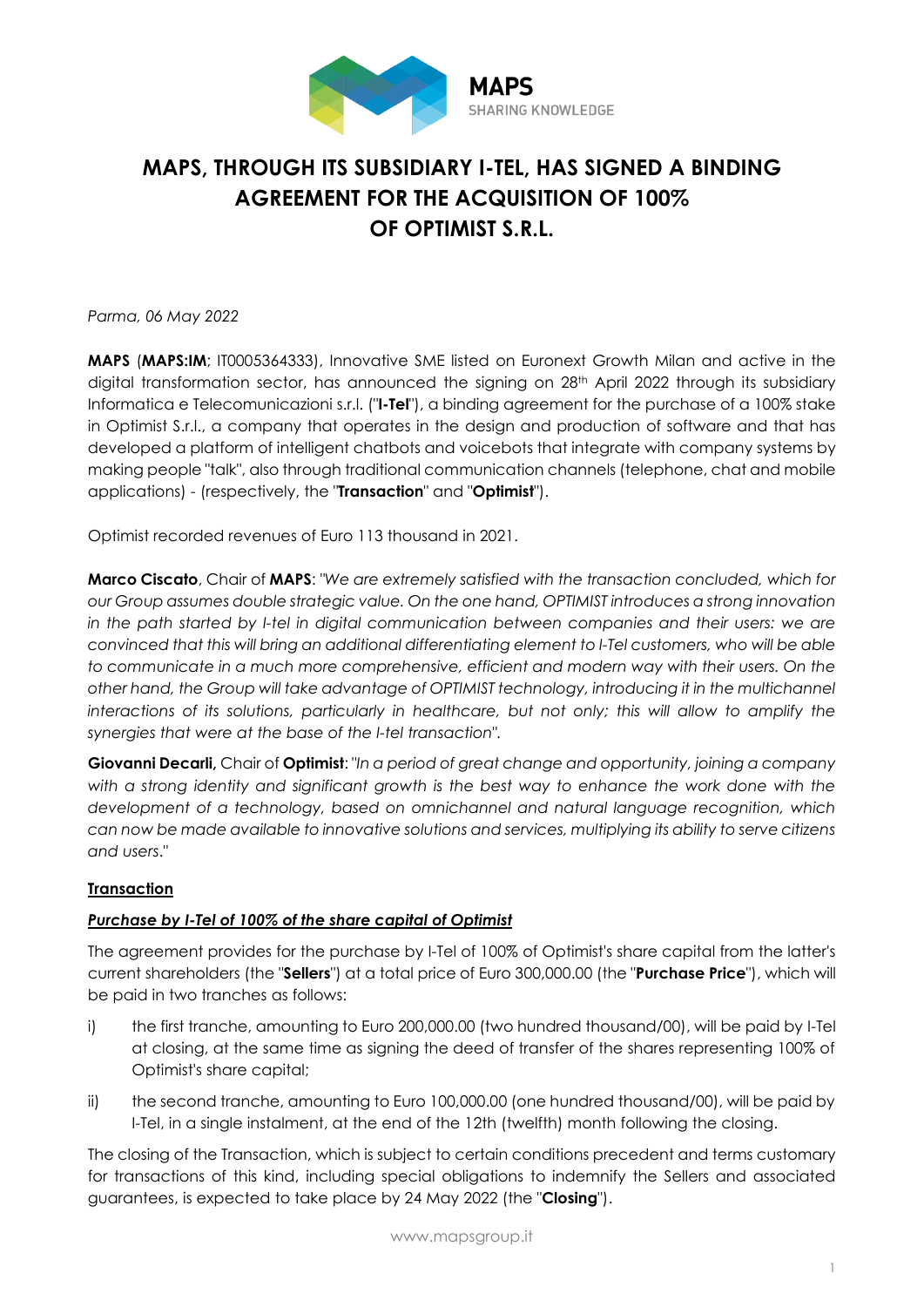# MAPS, THROUGH ITS SUBSIDIARY I-TEL, HAS SIGNED A BINDING AGREEMENT FOR THE ACQUISITION OF 100% OF OPTIMIST S.R.L.

*Parma, 06 May 2022*

**MAPS** (**MAPS:IM**; IT0005364333), Innovative SME listed on Euronext Growth Milan and active in the digital transformation sector, has announced the signing on 28th April 2022 through its subsidiary Informatica e Telecomunicazioni s.r.l. ("**I-Tel**"), a binding agreement for the purchase of a 100% stake in Optimist S.r.l., a company that operates in the design and production of software and that has developed a platform of intelligent chatbots and voicebots that integrate with company systems by making people "talk", also through traditional communication channels (telephone, chat and mobile applications) - (respectively, the "**Transaction**" and "**Optimist**").

Optimist recorded revenues of Euro 113 thousand in 2021.

**Marco Ciscato**, Chair of **MAPS**: *"We are extremely satisfied with the transaction concluded, which for our Group assumes double strategic value. On the one hand, OPTIMIST introduces a strong innovation in the path started by I-tel in digital communication between companies and their users: we are convinced that this will bring an additional differentiating element to I-Tel customers, who will be able to communicate in a much more comprehensive, efficient and modern way with their users. On the other hand, the Group will take advantage of OPTIMIST technology, introducing it in the multichannel interactions of its solutions, particularly in healthcare, but not only; this will allow to amplify the synergies that were at the base of the I-tel transaction".*

**Giovanni Decarli,** Chair of **Optimist**: *"In a period of great change and opportunity, joining a company with a strong identity and significant growth is the best way to enhance the work done with the development of a technology, based on omnichannel and natural language recognition, which can now be made available to innovative solutions and services, multiplying its ability to serve citizens and users."*

## Transaction

### *Purchase by I-Tel of 100% of the share capital of Optimist*

The agreement provides for the purchase by I-Tel of 100% of Optimist's share capital from the latter's current shareholders (the "**Sellers**") at a total price of Euro 300,000.00 (the "**Purchase Price**"), which will be paid in two tranches as follows:

i) the first tranche, amounting to Euro 200,000.00 (two hundred thousand/00), will be paid by I-Tel at closing, at the same time as signing the deed of transfer of the shares representing 100% of Optimist's share capital;

ii) the second tranche, amounting to Euro 100,000.00 (one hundred thousand/00), will be paid by I-Tel, in a single instalment, at the end of the 12th (twelfth) month following the closing.

The closing of the Transaction, which is subject to certain conditions precedent and terms customary for transactions of this kind, including special obligations to indemnify the Sellers and associated guarantees, is expected to take place by 24 May 2022 (the "**Closing**").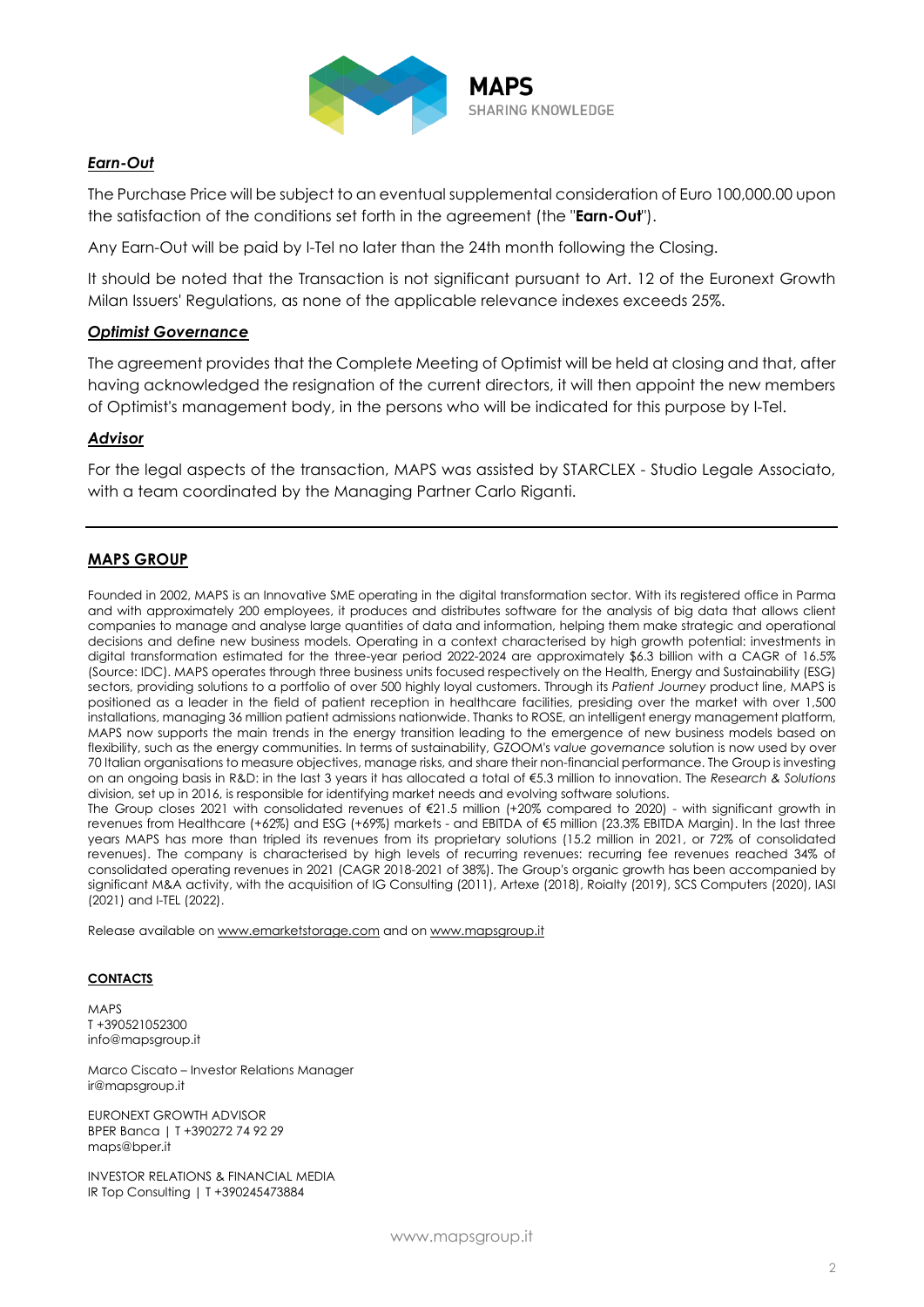### *Earn-Out*

The Purchase Price will be subject to an eventual supplemental consideration of Euro 100,000.00 upon the satisfaction of the conditions set forth in the agreement (the "**Earn-Out**").

Any Earn-Out will be paid by I-Tel no later than the 24th month following the Closing.

It should be noted that the Transaction is not significant pursuant to Art. 12 of the Euronext Growth Milan Issuers' Regulations, as none of the applicable relevance indexes exceeds 25%.

### *Optimist Governance*

The agreement provides that the Complete Meeting of Optimist will be held at closing and that, after having acknowledged the resignation of the current directors, it will then appoint the new members of Optimist's management body, in the persons who will be indicated for this purpose by I-Tel.

### *Advisor*

For the legal aspects of the transaction, MAPS was assisted by STARCLEX - Studio Legale Associato, with a team coordinated by the Managing Partner Carlo Riganti.

---

## MAPS GROUP

Founded in 2002, MAPS is an Innovative SME operating in the digital transformation sector. With its registered office in Parma and with approximately 200 employees, it produces and distributes software for the analysis of big data that allows client companies to manage and analyse large quantities of data and information, helping them make strategic and operational decisions and define new business models. Operating in a context characterised by high growth potential: investments in digital transformation estimated for the three-year period 2022-2024 are approximately $6.3 billion with a CAGR of 16.5% (Source: IDC). MAPS operates through three business units focused respectively on the Health, Energy and Sustainability (ESG) sectors, providing solutions to a portfolio of over 500 highly loyal customers. Through its *Patient Journey* product line, MAPS is positioned as a leader in the field of patient reception in healthcare facilities, presiding over the market with over 1,500 installations, managing 36 million patient admissions nationwide. Thanks to ROSE, an intelligent energy management platform, MAPS now supports the main trends in the energy transition leading to the emergence of new business models based on flexibility, such as the energy communities. In terms of sustainability, GZOOM's *value governance* solution is now used by over 70 Italian organisations to measure objectives, manage risks, and share their non-financial performance. The Group is investing on an ongoing basis in R&D: in the last 3 years it has allocated a total of €5.3 million to innovation. The *Research & Solutions* division, set up in 2016, is responsible for identifying market needs and evolving software solutions.
The Group closes 2021 with consolidated revenues of €21.5 million (+20% compared to 2020) - with significant growth in revenues from Healthcare (+62%) and ESG (+69%) markets - and EBITDA of €5 million (23.3% EBITDA Margin). In the last three years MAPS has more than tripled its revenues from its proprietary solutions (15.2 million in 2021, or 72% of consolidated revenues). The company is characterised by high levels of recurring revenues: recurring fee revenues reached 34% of consolidated operating revenues in 2021 (CAGR 2018-2021 of 38%). The Group's organic growth has been accompanied by significant M&A activity, with the acquisition of IG Consulting (2011), Artexe (2018), Roialty (2019), SCS Computers (2020), IASI (2021) and I-TEL (2022).

Release available on www.emarketstorage.com and on www.mapsgroup.it

**CONTACTS**

MAPS
T +390521052300
info@mapsgroup.it

Marco Ciscato – Investor Relations Manager
ir@mapsgroup.it

EURONEXT GROWTH ADVISOR
BPER Banca | T +390272 74 92 29
maps@bper.it

INVESTOR RELATIONS & FINANCIAL MEDIA
IR Top Consulting | T +390245473884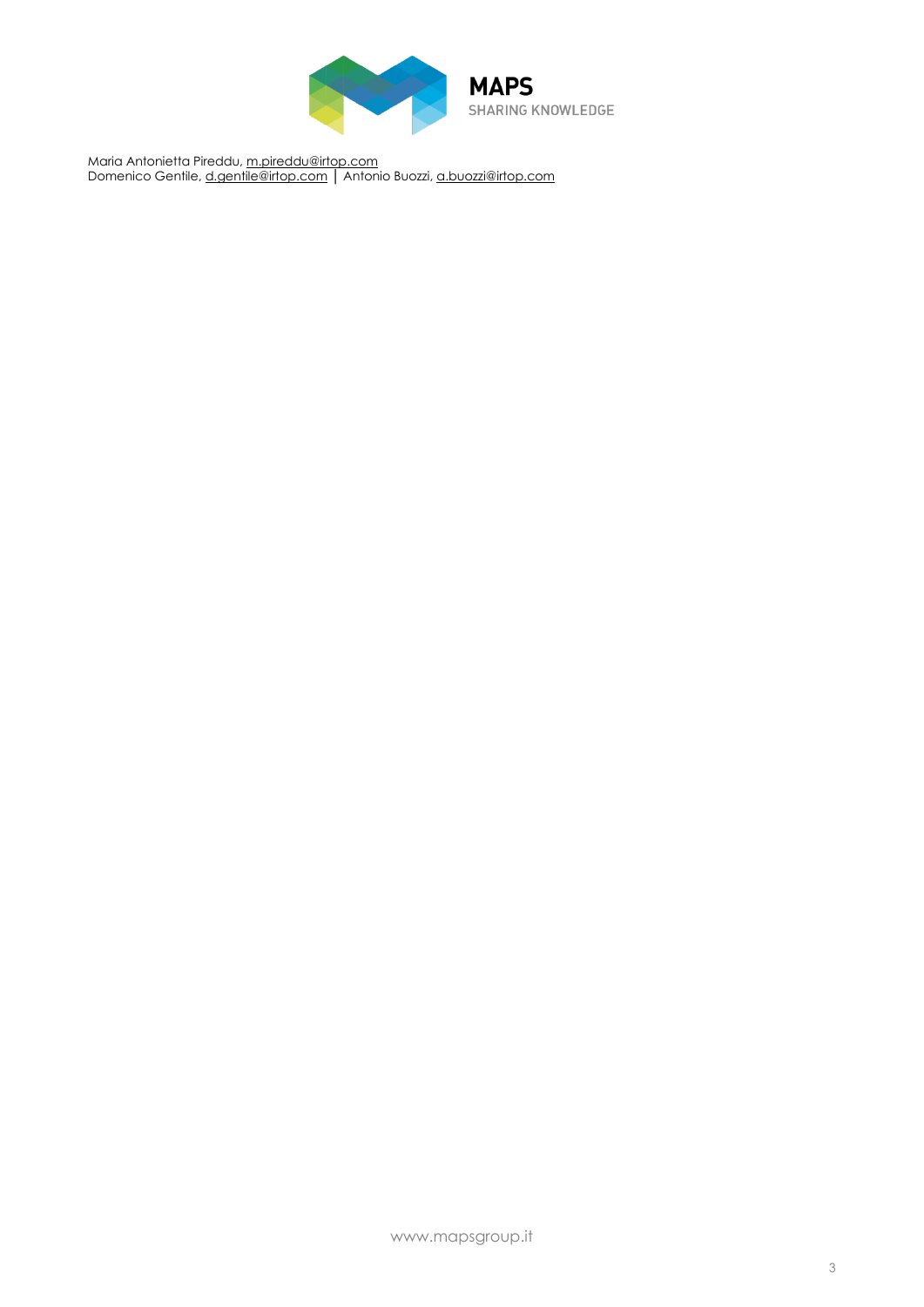MAPS
SHARING KNOWLEDGE

Maria Antonietta Pireddu, m.pireddu@irtop.com
Domenico Gentile, d.gentile@irtop.com │ Antonio Buozzi, a.buozzi@irtop.com

www.mapsgroup.it